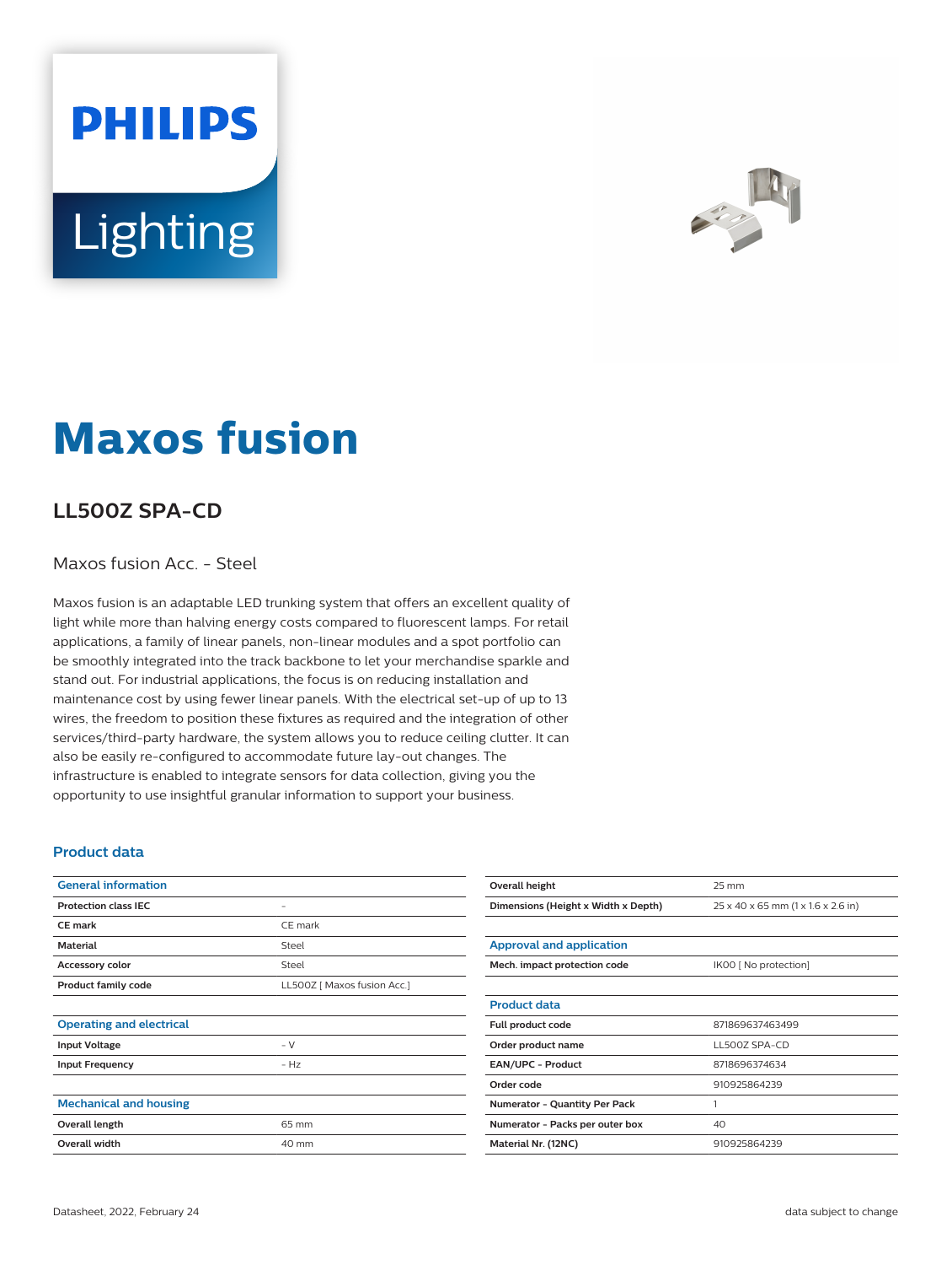# Maxos fusion

## LL500Z SPA-CD

Maxos fusion Acc. - Steel

Maxos fusion is an adaptable LED trunking system that offers an excellent quality of light while more than halving energy costs compared to fluorescent lamps. For retail applications, a family of linear panels, non-linear modules and a spot portfolio can be smoothly integrated into the track backbone to let your merchandise sparkle and stand out. For industrial applications, the focus is on reducing installation and maintenance cost by using fewer linear panels. With the electrical set-up of up to 13 wires, the freedom to position these fixtures as required and the integration of other services/third-party hardware, the system allows you to reduce ceiling clutter. It can also be easily re-configured to accommodate future lay-out changes. The infrastructure is enabled to integrate sensors for data collection, giving you the opportunity to use insightful granular information to support your business.

### Product data

| General information | |
|---|---|
| Protection class IEC | - |
| CE mark | CE mark |
| Material | Steel |
| Accessory color | Steel |
| Product family code | LL500Z [ Maxos fusion Acc.] |

| Operating and electrical | |
|---|---|
| Input Voltage | - V |
| Input Frequency | - Hz |

| Mechanical and housing | |
|---|---|
| Overall length | 65 mm |
| Overall width | 40 mm |
| Overall height | 25 mm |
| Dimensions (Height x Width x Depth) | 25 x 40 x 65 mm (1 x 1.6 x 2.6 in) |

| Approval and application | |
|---|---|
| Mech. impact protection code | IK00 [ No protection] |

| Product data | |
|---|---|
| Full product code | 871869637463499 |
| Order product name | LL500Z SPA-CD |
| EAN/UPC - Product | 8718696374634 |
| Order code | 910925864239 |
| Numerator - Quantity Per Pack | 1 |
| Numerator - Packs per outer box | 40 |
| Material Nr. (12NC) | 910925864239 |

Datasheet, 2022, February 24

data subject to change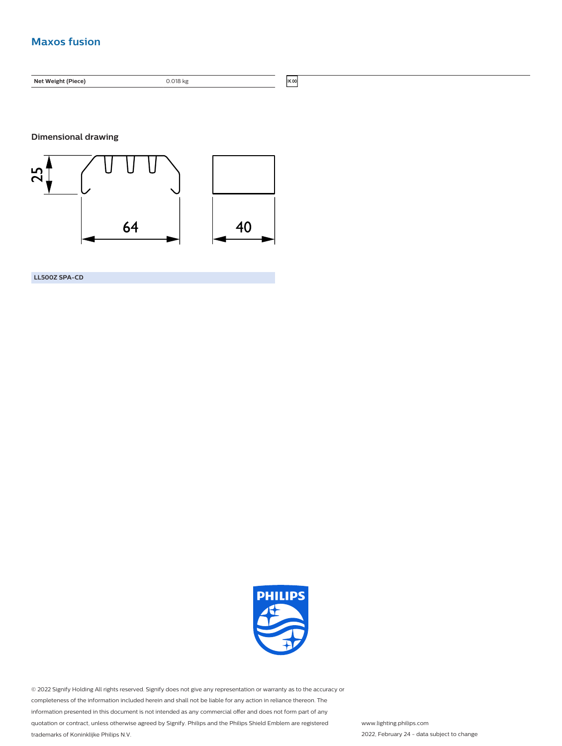## Maxos fusion

| | |
|---|---|
| **Net Weight (Piece)** | 0.018 kg |

IK00

### Dimensional drawing

25

64

40

**LL500Z SPA-CD**

© 2022 Signify Holding All rights reserved. Signify does not give any representation or warranty as to the accuracy or completeness of the information included herein and shall not be liable for any action in reliance thereon. The information presented in this document is not intended as any commercial offer and does not form part of any quotation or contract, unless otherwise agreed by Signify. Philips and the Philips Shield Emblem are registered trademarks of Koninklijke Philips N.V.

www.lighting.philips.com

2022, February 24 - data subject to change